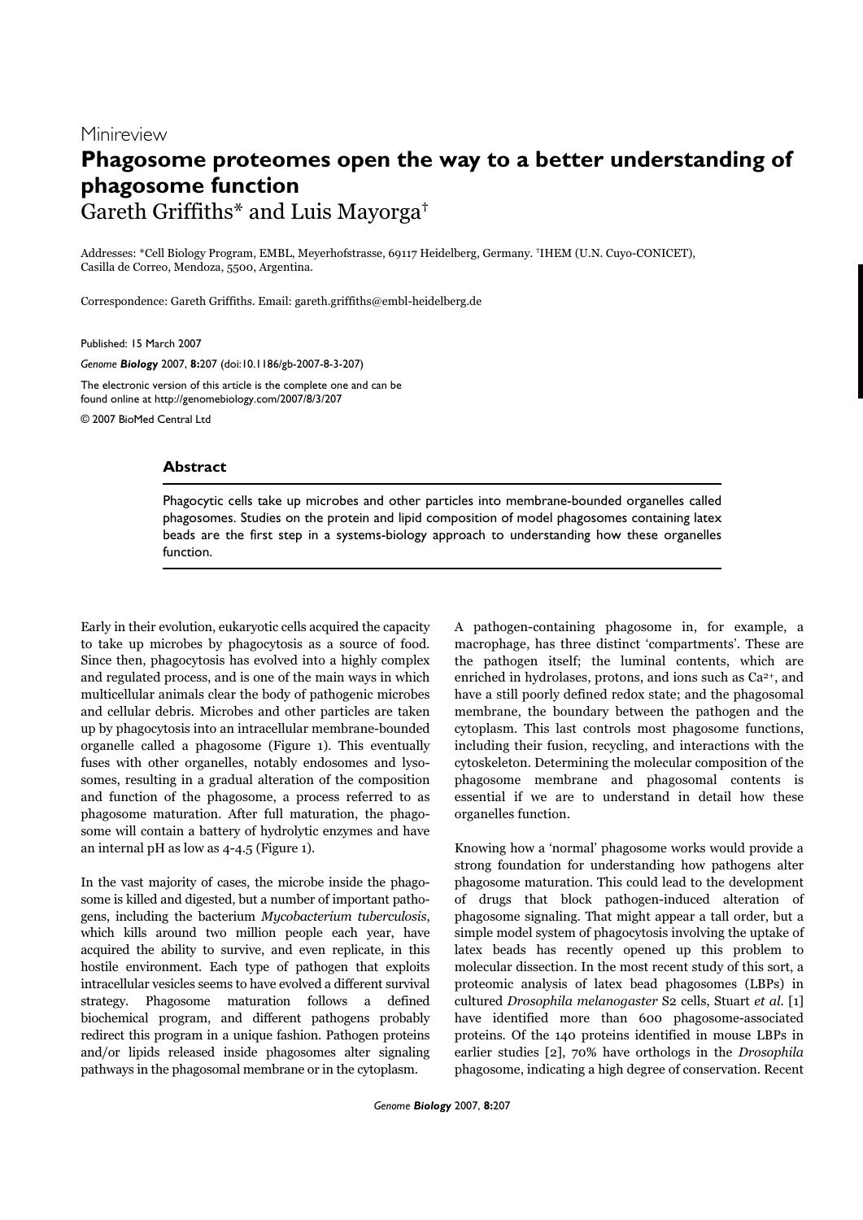Minireview

# Phagosome proteomes open the way to a better understanding of phagosome function

Gareth Griffiths* and Luis Mayorga†

Addresses: *Cell Biology Program, EMBL, Meyerhofstrasse, 69117 Heidelberg, Germany. †IHEM (U.N. Cuyo-CONICET), Casilla de Correo, Mendoza, 5500, Argentina.

Correspondence: Gareth Griffiths. Email: gareth.griffiths@embl-heidelberg.de

Published: 15 March 2007

*Genome **Biology*** 2007, **8:**207 (doi:10.1186/gb-2007-8-3-207)

The electronic version of this article is the complete one and can be found online at http://genomebiology.com/2007/8/3/207

© 2007 BioMed Central Ltd

## Abstract

Phagocytic cells take up microbes and other particles into membrane-bounded organelles called phagosomes. Studies on the protein and lipid composition of model phagosomes containing latex beads are the first step in a systems-biology approach to understanding how these organelles function.

Early in their evolution, eukaryotic cells acquired the capacity to take up microbes by phagocytosis as a source of food. Since then, phagocytosis has evolved into a highly complex and regulated process, and is one of the main ways in which multicellular animals clear the body of pathogenic microbes and cellular debris. Microbes and other particles are taken up by phagocytosis into an intracellular membrane-bounded organelle called a phagosome (Figure 1). This eventually fuses with other organelles, notably endosomes and lysosomes, resulting in a gradual alteration of the composition and function of the phagosome, a process referred to as phagosome maturation. After full maturation, the phagosome will contain a battery of hydrolytic enzymes and have an internal pH as low as 4-4.5 (Figure 1).

In the vast majority of cases, the microbe inside the phagosome is killed and digested, but a number of important pathogens, including the bacterium *Mycobacterium tuberculosis*, which kills around two million people each year, have acquired the ability to survive, and even replicate, in this hostile environment. Each type of pathogen that exploits intracellular vesicles seems to have evolved a different survival strategy. Phagosome maturation follows a defined biochemical program, and different pathogens probably redirect this program in a unique fashion. Pathogen proteins and/or lipids released inside phagosomes alter signaling pathways in the phagosomal membrane or in the cytoplasm.

A pathogen-containing phagosome in, for example, a macrophage, has three distinct 'compartments'. These are the pathogen itself; the luminal contents, which are enriched in hydrolases, protons, and ions such as $Ca^{2+}$, and have a still poorly defined redox state; and the phagosomal membrane, the boundary between the pathogen and the cytoplasm. This last controls most phagosome functions, including their fusion, recycling, and interactions with the cytoskeleton. Determining the molecular composition of the phagosome membrane and phagosomal contents is essential if we are to understand in detail how these organelles function.

Knowing how a 'normal' phagosome works would provide a strong foundation for understanding how pathogens alter phagosome maturation. This could lead to the development of drugs that block pathogen-induced alteration of phagosome signaling. That might appear a tall order, but a simple model system of phagocytosis involving the uptake of latex beads has recently opened up this problem to molecular dissection. In the most recent study of this sort, a proteomic analysis of latex bead phagosomes (LBPs) in cultured *Drosophila melanogaster* S2 cells, Stuart *et al.* [1] have identified more than 600 phagosome-associated proteins. Of the 140 proteins identified in mouse LBPs in earlier studies [2], 70% have orthologs in the *Drosophila* phagosome, indicating a high degree of conservation. Recent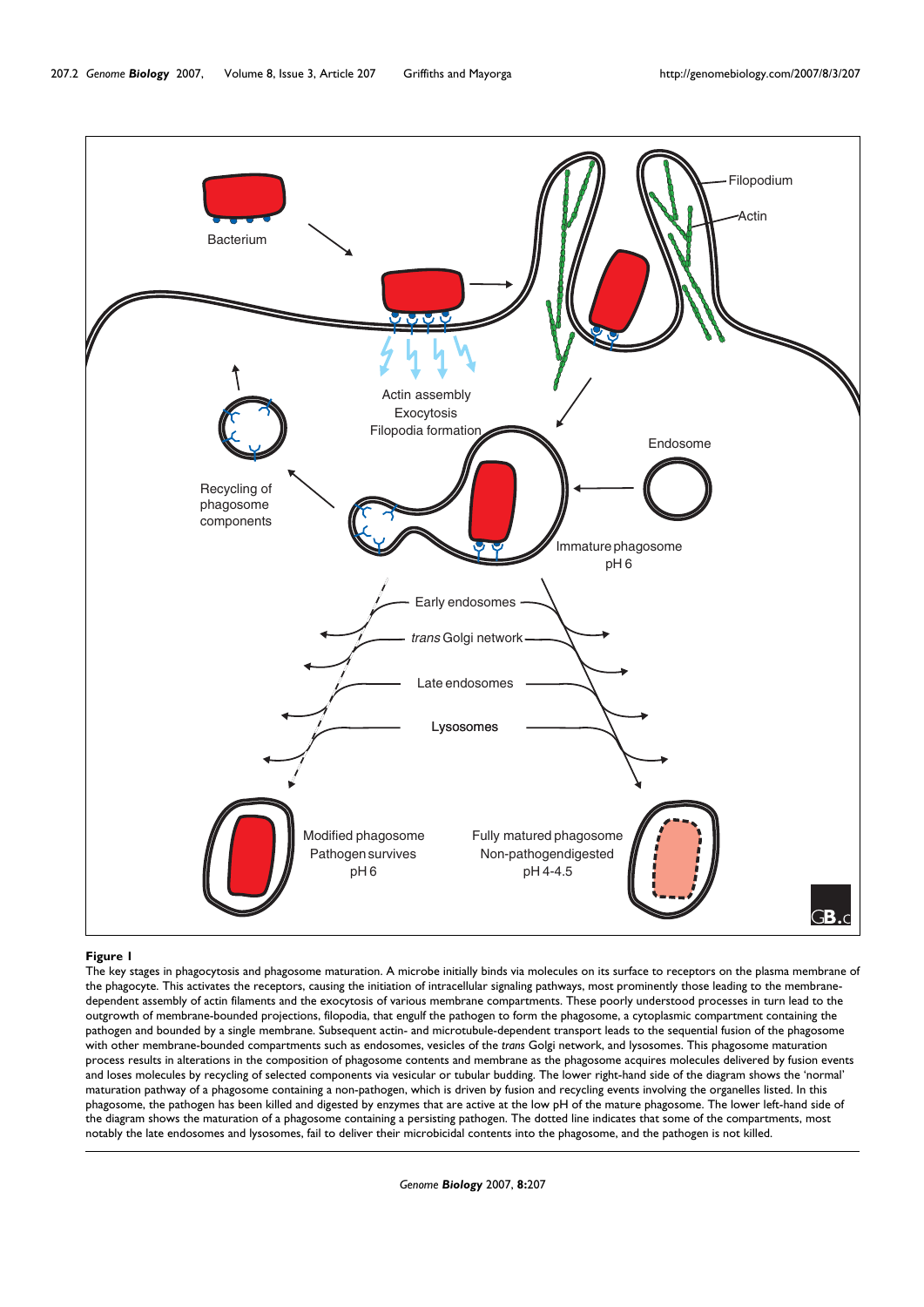**Figure 1**

The key stages in phagocytosis and phagosome maturation. A microbe initially binds via molecules on its surface to receptors on the plasma membrane of the phagocyte. This activates the receptors, causing the initiation of intracellular signaling pathways, most prominently those leading to the membrane-dependent assembly of actin filaments and the exocytosis of various membrane compartments. These poorly understood processes in turn lead to the outgrowth of membrane-bounded projections, filopodia, that engulf the pathogen to form the phagosome, a cytoplasmic compartment containing the pathogen and bounded by a single membrane. Subsequent actin- and microtubule-dependent transport leads to the sequential fusion of the phagosome with other membrane-bounded compartments such as endosomes, vesicles of the *trans* Golgi network, and lysosomes. This phagosome maturation process results in alterations in the composition of phagosome contents and membrane as the phagosome acquires molecules delivered by fusion events and loses molecules by recycling of selected components via vesicular or tubular budding. The lower right-hand side of the diagram shows the 'normal' maturation pathway of a phagosome containing a non-pathogen, which is driven by fusion and recycling events involving the organelles listed. In this phagosome, the pathogen has been killed and digested by enzymes that are active at the low pH of the mature phagosome. The lower left-hand side of the diagram shows the maturation of a phagosome containing a persisting pathogen. The dotted line indicates that some of the compartments, most notably the late endosomes and lysosomes, fail to deliver their microbicidal contents into the phagosome, and the pathogen is not killed.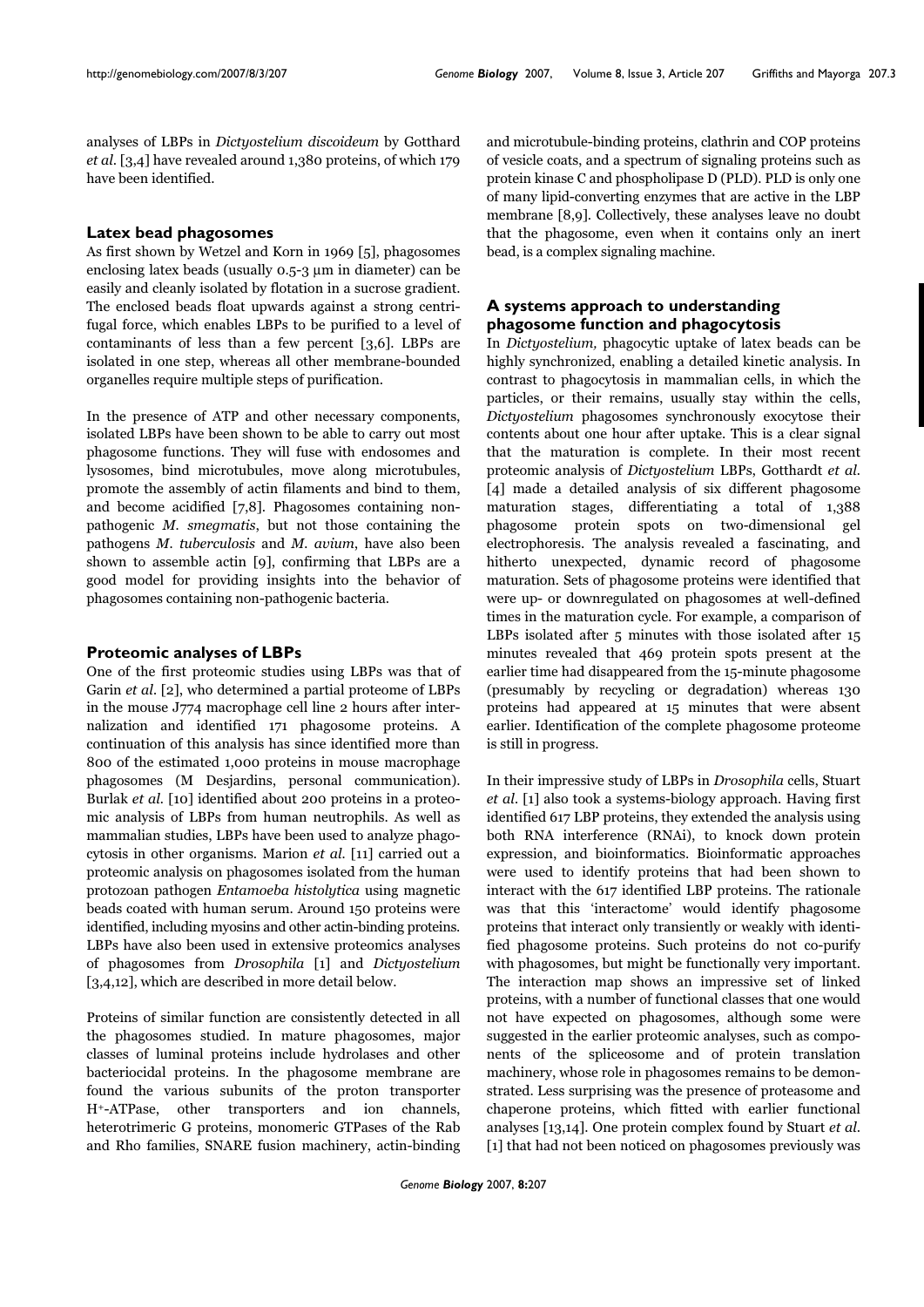analyses of LBPs in *Dictyostelium discoideum* by Gotthard *et al*. [3,4] have revealed around 1,380 proteins, of which 179 have been identified.

## Latex bead phagosomes

As first shown by Wetzel and Korn in 1969 [5], phagosomes enclosing latex beads (usually 0.5-3 μm in diameter) can be easily and cleanly isolated by flotation in a sucrose gradient. The enclosed beads float upwards against a strong centrifugal force, which enables LBPs to be purified to a level of contaminants of less than a few percent [3,6]. LBPs are isolated in one step, whereas all other membrane-bounded organelles require multiple steps of purification.

In the presence of ATP and other necessary components, isolated LBPs have been shown to be able to carry out most phagosome functions. They will fuse with endosomes and lysosomes, bind microtubules, move along microtubules, promote the assembly of actin filaments and bind to them, and become acidified [7,8]. Phagosomes containing non-pathogenic *M. smegmatis*, but not those containing the pathogens *M. tuberculosis* and *M. avium*, have also been shown to assemble actin [9], confirming that LBPs are a good model for providing insights into the behavior of phagosomes containing non-pathogenic bacteria.

## Proteomic analyses of LBPs

One of the first proteomic studies using LBPs was that of Garin *et al*. [2], who determined a partial proteome of LBPs in the mouse J774 macrophage cell line 2 hours after internalization and identified 171 phagosome proteins. A continuation of this analysis has since identified more than 800 of the estimated 1,000 proteins in mouse macrophage phagosomes (M Desjardins, personal communication). Burlak *et al*. [10] identified about 200 proteins in a proteomic analysis of LBPs from human neutrophils. As well as mammalian studies, LBPs have been used to analyze phagocytosis in other organisms. Marion *et al*. [11] carried out a proteomic analysis on phagosomes isolated from the human protozoan pathogen *Entamoeba histolytica* using magnetic beads coated with human serum. Around 150 proteins were identified, including myosins and other actin-binding proteins. LBPs have also been used in extensive proteomics analyses of phagosomes from *Drosophila* [1] and *Dictyostelium* [3,4,12], which are described in more detail below.

Proteins of similar function are consistently detected in all the phagosomes studied. In mature phagosomes, major classes of luminal proteins include hydrolases and other bacteriocidal proteins. In the phagosome membrane are found the various subunits of the proton transporter $H^+$-ATPase, other transporters and ion channels, heterotrimeric G proteins, monomeric GTPases of the Rab and Rho families, SNARE fusion machinery, actin-binding and microtubule-binding proteins, clathrin and COP proteins of vesicle coats, and a spectrum of signaling proteins such as protein kinase C and phospholipase D (PLD). PLD is only one of many lipid-converting enzymes that are active in the LBP membrane [8,9]. Collectively, these analyses leave no doubt that the phagosome, even when it contains only an inert bead, is a complex signaling machine.

## A systems approach to understanding phagosome function and phagocytosis

In *Dictyostelium,* phagocytic uptake of latex beads can be highly synchronized, enabling a detailed kinetic analysis. In contrast to phagocytosis in mammalian cells, in which the particles, or their remains, usually stay within the cells, *Dictyostelium* phagosomes synchronously exocytose their contents about one hour after uptake. This is a clear signal that the maturation is complete. In their most recent proteomic analysis of *Dictyostelium* LBPs, Gotthardt *et al.* [4] made a detailed analysis of six different phagosome maturation stages, differentiating a total of 1,388 phagosome protein spots on two-dimensional gel electrophoresis. The analysis revealed a fascinating, and hitherto unexpected, dynamic record of phagosome maturation. Sets of phagosome proteins were identified that were up- or downregulated on phagosomes at well-defined times in the maturation cycle. For example, a comparison of LBPs isolated after 5 minutes with those isolated after 15 minutes revealed that 469 protein spots present at the earlier time had disappeared from the 15-minute phagosome (presumably by recycling or degradation) whereas 130 proteins had appeared at 15 minutes that were absent earlier. Identification of the complete phagosome proteome is still in progress.

In their impressive study of LBPs in *Drosophila* cells, Stuart *et al*. [1] also took a systems-biology approach. Having first identified 617 LBP proteins, they extended the analysis using both RNA interference (RNAi), to knock down protein expression, and bioinformatics. Bioinformatic approaches were used to identify proteins that had been shown to interact with the 617 identified LBP proteins. The rationale was that this 'interactome' would identify phagosome proteins that interact only transiently or weakly with identified phagosome proteins. Such proteins do not co-purify with phagosomes, but might be functionally very important. The interaction map shows an impressive set of linked proteins, with a number of functional classes that one would not have expected on phagosomes, although some were suggested in the earlier proteomic analyses, such as components of the spliceosome and of protein translation machinery, whose role in phagosomes remains to be demonstrated. Less surprising was the presence of proteasome and chaperone proteins, which fitted with earlier functional analyses [13,14]. One protein complex found by Stuart *et al.* [1] that had not been noticed on phagosomes previously was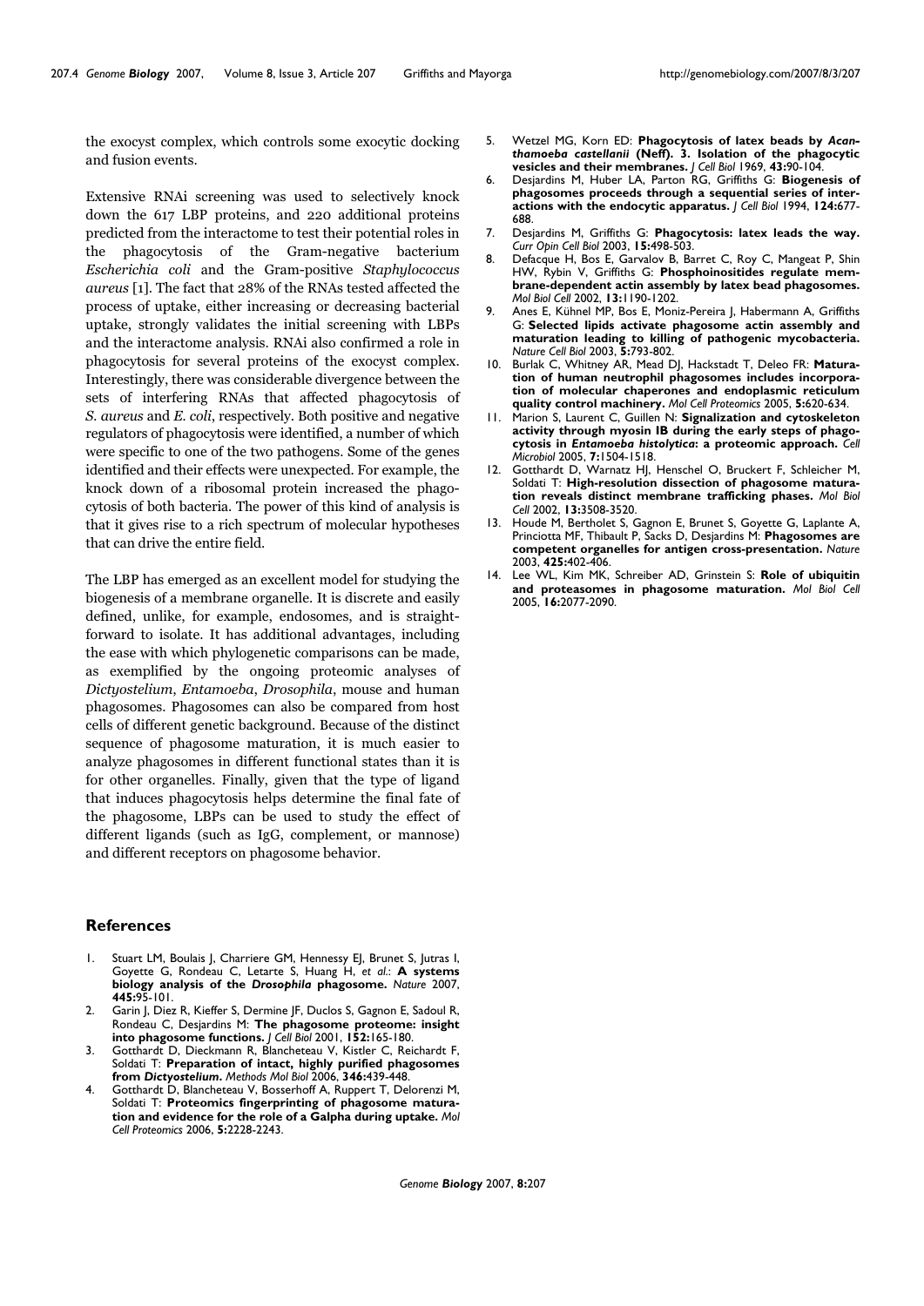the exocyst complex, which controls some exocytic docking and fusion events.

Extensive RNAi screening was used to selectively knock down the 617 LBP proteins, and 220 additional proteins predicted from the interactome to test their potential roles in the phagocytosis of the Gram-negative bacterium *Escherichia coli* and the Gram-positive *Staphylococcus aureus* [1]. The fact that 28% of the RNAs tested affected the process of uptake, either increasing or decreasing bacterial uptake, strongly validates the initial screening with LBPs and the interactome analysis. RNAi also confirmed a role in phagocytosis for several proteins of the exocyst complex. Interestingly, there was considerable divergence between the sets of interfering RNAs that affected phagocytosis of *S. aureus* and *E. coli*, respectively. Both positive and negative regulators of phagocytosis were identified, a number of which were specific to one of the two pathogens. Some of the genes identified and their effects were unexpected. For example, the knock down of a ribosomal protein increased the phagocytosis of both bacteria. The power of this kind of analysis is that it gives rise to a rich spectrum of molecular hypotheses that can drive the entire field.

The LBP has emerged as an excellent model for studying the biogenesis of a membrane organelle. It is discrete and easily defined, unlike, for example, endosomes, and is straightforward to isolate. It has additional advantages, including the ease with which phylogenetic comparisons can be made, as exemplified by the ongoing proteomic analyses of *Dictyostelium*, *Entamoeba*, *Drosophila*, mouse and human phagosomes. Phagosomes can also be compared from host cells of different genetic background. Because of the distinct sequence of phagosome maturation, it is much easier to analyze phagosomes in different functional states than it is for other organelles. Finally, given that the type of ligand that induces phagocytosis helps determine the final fate of the phagosome, LBPs can be used to study the effect of different ligands (such as IgG, complement, or mannose) and different receptors on phagosome behavior.

## References

1. Stuart LM, Boulais J, Charriere GM, Hennessy EJ, Brunet S, Jutras I, Goyette G, Rondeau C, Letarte S, Huang H, *et al.*: **A systems biology analysis of the *Drosophila* phagosome.** *Nature* 2007, **445:**95-101.
2. Garin J, Diez R, Kieffer S, Dermine JF, Duclos S, Gagnon E, Sadoul R, Rondeau C, Desjardins M: **The phagosome proteome: insight into phagosome functions.** *J Cell Biol* 2001, **152:**165-180.
3. Gotthardt D, Dieckmann R, Blancheteau V, Kistler C, Reichardt F, Soldati T: **Preparation of intact, highly purified phagosomes from *Dictyostelium*.** *Methods Mol Biol* 2006, **346:**439-448.
4. Gotthardt D, Blancheteau V, Bosserhoff A, Ruppert T, Delorenzi M, Soldati T: **Proteomics fingerprinting of phagosome maturation and evidence for the role of a Galpha during uptake.** *Mol Cell Proteomics* 2006, **5:**2228-2243.
5. Wetzel MG, Korn ED: **Phagocytosis of latex beads by *Acanthamoeba castellanii* (Neff). 3. Isolation of the phagocytic vesicles and their membranes.** *J Cell Biol* 1969, **43:**90-104.
6. Desjardins M, Huber LA, Parton RG, Griffiths G: **Biogenesis of phagosomes proceeds through a sequential series of interactions with the endocytic apparatus.** *J Cell Biol* 1994, **124:**677-688.
7. Desjardins M, Griffiths G: **Phagocytosis: latex leads the way.** *Curr Opin Cell Biol* 2003, **15:**498-503.
8. Defacque H, Bos E, Garvalov B, Barret C, Roy C, Mangeat P, Shin HW, Rybin V, Griffiths G: **Phosphoinositides regulate membrane-dependent actin assembly by latex bead phagosomes.** *Mol Biol Cell* 2002, **13:**1190-1202.
9. Anes E, Kühnel MP, Bos E, Moniz-Pereira J, Habermann A, Griffiths G: **Selected lipids activate phagosome actin assembly and maturation leading to killing of pathogenic mycobacteria.** *Nature Cell Biol* 2003, **5:**793-802.
10. Burlak C, Whitney AR, Mead DJ, Hackstadt T, Deleo FR: **Maturation of human neutrophil phagosomes includes incorporation of molecular chaperones and endoplasmic reticulum quality control machinery.** *Mol Cell Proteomics* 2005, **5:**620-634.
11. Marion S, Laurent C, Guillen N: **Signalization and cytoskeleton activity through myosin IB during the early steps of phagocytosis in *Entamoeba histolytica*: a proteomic approach.** *Cell Microbiol* 2005, **7:**1504-1518.
12. Gotthardt D, Warnatz HJ, Henschel O, Bruckert F, Schleicher M, Soldati T: **High-resolution dissection of phagosome maturation reveals distinct membrane trafficking phases.** *Mol Biol Cell* 2002, **13:**3508-3520.
13. Houde M, Bertholet S, Gagnon E, Brunet S, Goyette G, Laplante A, Princiotta MF, Thibault P, Sacks D, Desjardins M: **Phagosomes are competent organelles for antigen cross-presentation.** *Nature* 2003, **425:**402-406.
14. Lee WL, Kim MK, Schreiber AD, Grinstein S: **Role of ubiquitin and proteasomes in phagosome maturation.** *Mol Biol Cell* 2005, **16:**2077-2090.